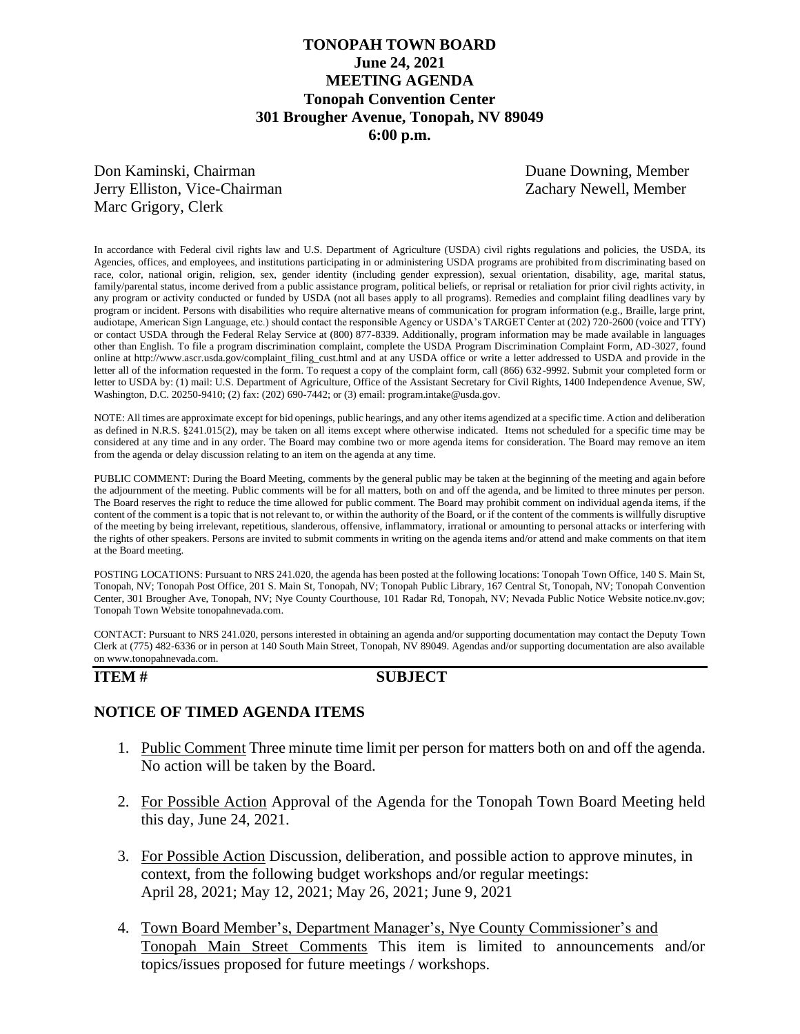# TONOPAH TOWN BOARD
## June 24, 2021
## MEETING AGENDA
## Tonopah Convention Center
## 301 Brougher Avenue, Tonopah, NV 89049
## 6:00 p.m.

Don Kaminski, Chairman
Jerry Elliston, Vice-Chairman
Marc Grigory, Clerk
Duane Downing, Member
Zachary Newell, Member

In accordance with Federal civil rights law and U.S. Department of Agriculture (USDA) civil rights regulations and policies, the USDA, its Agencies, offices, and employees, and institutions participating in or administering USDA programs are prohibited from discriminating based on race, color, national origin, religion, sex, gender identity (including gender expression), sexual orientation, disability, age, marital status, family/parental status, income derived from a public assistance program, political beliefs, or reprisal or retaliation for prior civil rights activity, in any program or activity conducted or funded by USDA (not all bases apply to all programs). Remedies and complaint filing deadlines vary by program or incident. Persons with disabilities who require alternative means of communication for program information (e.g., Braille, large print, audiotape, American Sign Language, etc.) should contact the responsible Agency or USDA's TARGET Center at (202) 720-2600 (voice and TTY) or contact USDA through the Federal Relay Service at (800) 877-8339. Additionally, program information may be made available in languages other than English. To file a program discrimination complaint, complete the USDA Program Discrimination Complaint Form, AD-3027, found online at http://www.ascr.usda.gov/complaint_filing_cust.html and at any USDA office or write a letter addressed to USDA and provide in the letter all of the information requested in the form. To request a copy of the complaint form, call (866) 632-9992. Submit your completed form or letter to USDA by: (1) mail: U.S. Department of Agriculture, Office of the Assistant Secretary for Civil Rights, 1400 Independence Avenue, SW, Washington, D.C. 20250-9410; (2) fax: (202) 690-7442; or (3) email: program.intake@usda.gov.

NOTE: All times are approximate except for bid openings, public hearings, and any other items agendized at a specific time. Action and deliberation as defined in N.R.S. §241.015(2), may be taken on all items except where otherwise indicated. Items not scheduled for a specific time may be considered at any time and in any order. The Board may combine two or more agenda items for consideration. The Board may remove an item from the agenda or delay discussion relating to an item on the agenda at any time.

PUBLIC COMMENT: During the Board Meeting, comments by the general public may be taken at the beginning of the meeting and again before the adjournment of the meeting. Public comments will be for all matters, both on and off the agenda, and be limited to three minutes per person. The Board reserves the right to reduce the time allowed for public comment. The Board may prohibit comment on individual agenda items, if the content of the comment is a topic that is not relevant to, or within the authority of the Board, or if the content of the comments is willfully disruptive of the meeting by being irrelevant, repetitious, slanderous, offensive, inflammatory, irrational or amounting to personal attacks or interfering with the rights of other speakers. Persons are invited to submit comments in writing on the agenda items and/or attend and make comments on that item at the Board meeting.

POSTING LOCATIONS: Pursuant to NRS 241.020, the agenda has been posted at the following locations: Tonopah Town Office, 140 S. Main St, Tonopah, NV; Tonopah Post Office, 201 S. Main St, Tonopah, NV; Tonopah Public Library, 167 Central St, Tonopah, NV; Tonopah Convention Center, 301 Brougher Ave, Tonopah, NV; Nye County Courthouse, 101 Radar Rd, Tonopah, NV; Nevada Public Notice Website notice.nv.gov; Tonopah Town Website tonopahnevada.com.

CONTACT: Pursuant to NRS 241.020, persons interested in obtaining an agenda and/or supporting documentation may contact the Deputy Town Clerk at (775) 482-6336 or in person at 140 South Main Street, Tonopah, NV 89049. Agendas and/or supporting documentation are also available on www.tonopahnevada.com.

**ITEM #** **SUBJECT**

## NOTICE OF TIMED AGENDA ITEMS

1. Public Comment Three minute time limit per person for matters both on and off the agenda. No action will be taken by the Board.

2. For Possible Action Approval of the Agenda for the Tonopah Town Board Meeting held this day, June 24, 2021.

3. For Possible Action Discussion, deliberation, and possible action to approve minutes, in context, from the following budget workshops and/or regular meetings:
   April 28, 2021; May 12, 2021; May 26, 2021; June 9, 2021

4. Town Board Member's, Department Manager's, Nye County Commissioner's and Tonopah Main Street Comments This item is limited to announcements and/or topics/issues proposed for future meetings / workshops.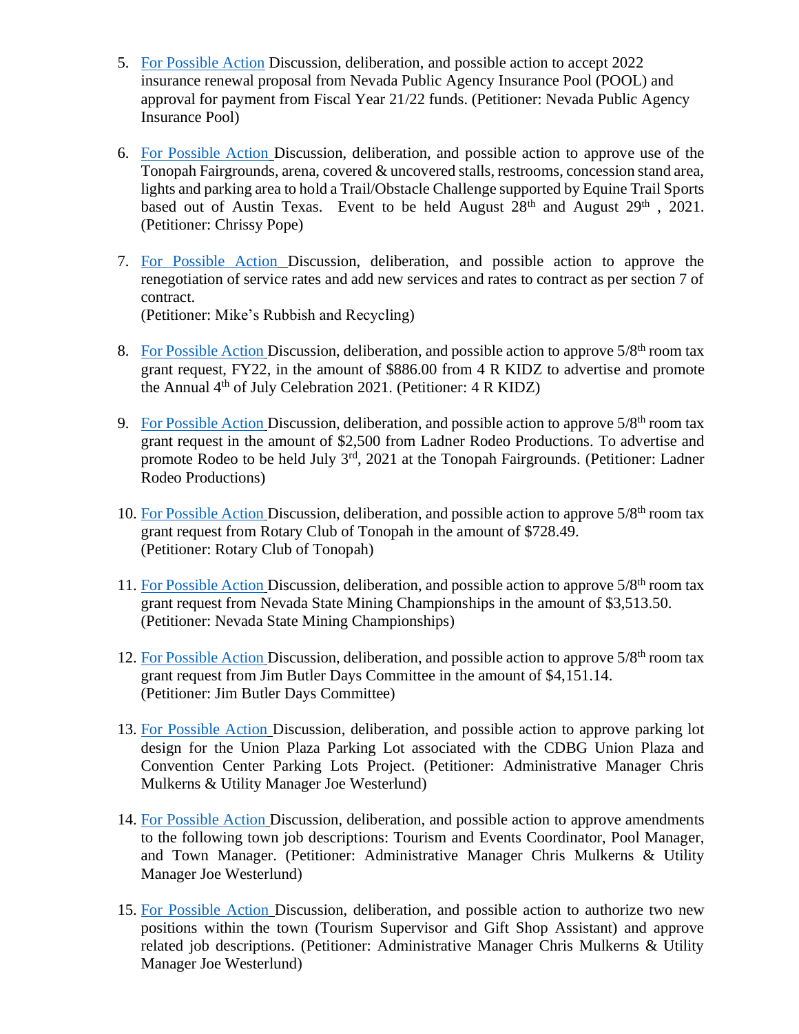5. For Possible Action Discussion, deliberation, and possible action to accept 2022 insurance renewal proposal from Nevada Public Agency Insurance Pool (POOL) and approval for payment from Fiscal Year 21/22 funds. (Petitioner: Nevada Public Agency Insurance Pool)

6. For Possible Action Discussion, deliberation, and possible action to approve use of the Tonopah Fairgrounds, arena, covered & uncovered stalls, restrooms, concession stand area, lights and parking area to hold a Trail/Obstacle Challenge supported by Equine Trail Sports based out of Austin Texas. Event to be held August 28th and August 29th, 2021. (Petitioner: Chrissy Pope)

7. For Possible Action Discussion, deliberation, and possible action to approve the renegotiation of service rates and add new services and rates to contract as per section 7 of contract.
   (Petitioner: Mike's Rubbish and Recycling)

8. For Possible Action Discussion, deliberation, and possible action to approve 5/8th room tax grant request, FY22, in the amount of $886.00 from 4 R KIDZ to advertise and promote the Annual 4th of July Celebration 2021. (Petitioner: 4 R KIDZ)

9. For Possible Action Discussion, deliberation, and possible action to approve 5/8th room tax grant request in the amount of $2,500 from Ladner Rodeo Productions. To advertise and promote Rodeo to be held July 3rd, 2021 at the Tonopah Fairgrounds. (Petitioner: Ladner Rodeo Productions)

10. For Possible Action Discussion, deliberation, and possible action to approve 5/8th room tax grant request from Rotary Club of Tonopah in the amount of $728.49.
    (Petitioner: Rotary Club of Tonopah)

11. For Possible Action Discussion, deliberation, and possible action to approve 5/8th room tax grant request from Nevada State Mining Championships in the amount of $3,513.50.
    (Petitioner: Nevada State Mining Championships)

12. For Possible Action Discussion, deliberation, and possible action to approve 5/8th room tax grant request from Jim Butler Days Committee in the amount of $4,151.14.
    (Petitioner: Jim Butler Days Committee)

13. For Possible Action Discussion, deliberation, and possible action to approve parking lot design for the Union Plaza Parking Lot associated with the CDBG Union Plaza and Convention Center Parking Lots Project. (Petitioner: Administrative Manager Chris Mulkerns & Utility Manager Joe Westerlund)

14. For Possible Action Discussion, deliberation, and possible action to approve amendments to the following town job descriptions: Tourism and Events Coordinator, Pool Manager, and Town Manager. (Petitioner: Administrative Manager Chris Mulkerns & Utility Manager Joe Westerlund)

15. For Possible Action Discussion, deliberation, and possible action to authorize two new positions within the town (Tourism Supervisor and Gift Shop Assistant) and approve related job descriptions. (Petitioner: Administrative Manager Chris Mulkerns & Utility Manager Joe Westerlund)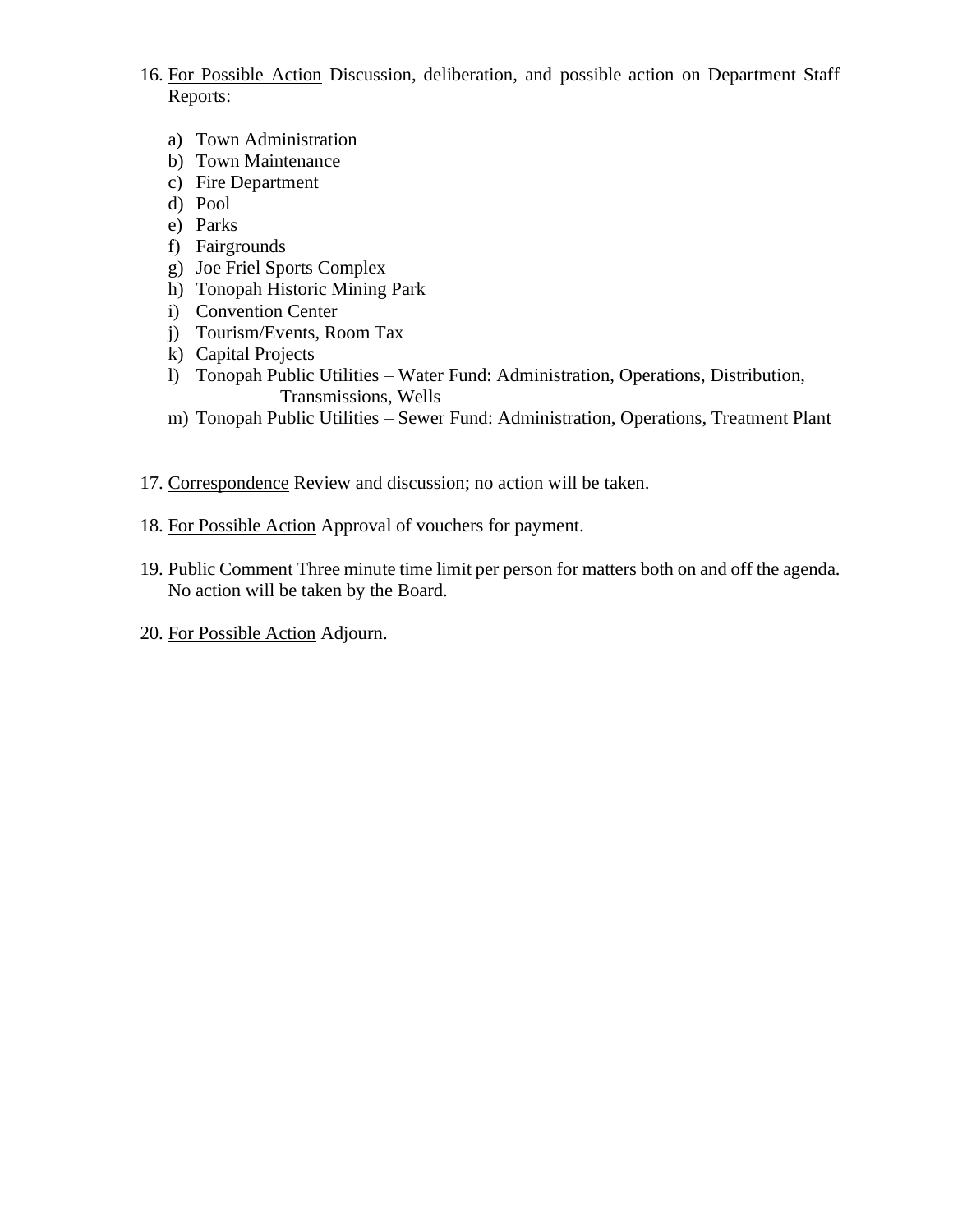16. For Possible Action Discussion, deliberation, and possible action on Department Staff Reports:

    a) Town Administration
    b) Town Maintenance
    c) Fire Department
    d) Pool
    e) Parks
    f) Fairgrounds
    g) Joe Friel Sports Complex
    h) Tonopah Historic Mining Park
    i) Convention Center
    j) Tourism/Events, Room Tax
    k) Capital Projects
    l) Tonopah Public Utilities – Water Fund: Administration, Operations, Distribution, Transmissions, Wells
    m) Tonopah Public Utilities – Sewer Fund: Administration, Operations, Treatment Plant

17. Correspondence Review and discussion; no action will be taken.

18. For Possible Action Approval of vouchers for payment.

19. Public Comment Three minute time limit per person for matters both on and off the agenda. No action will be taken by the Board.

20. For Possible Action Adjourn.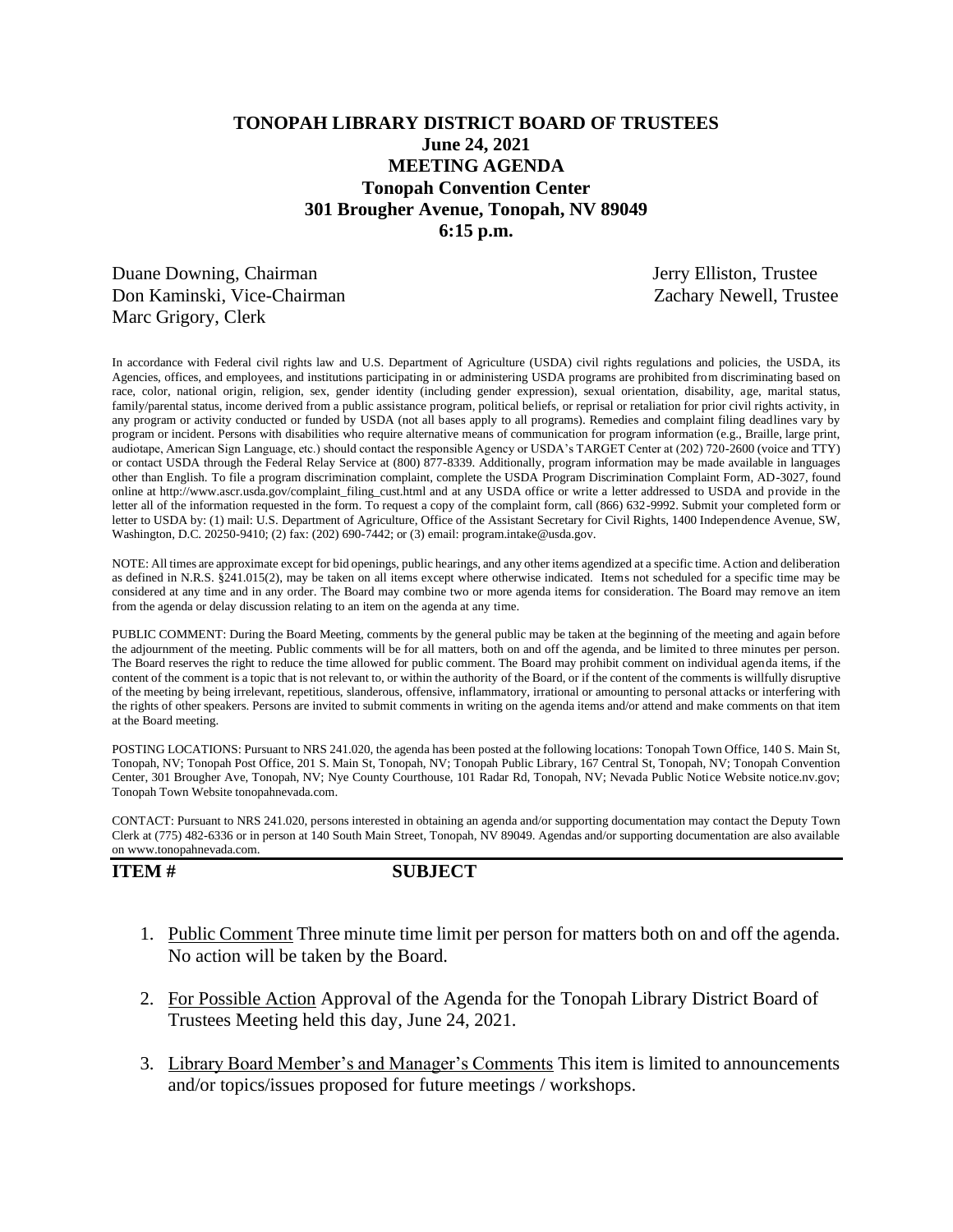**TONOPAH LIBRARY DISTRICT BOARD OF TRUSTEES**
**June 24, 2021**
**MEETING AGENDA**
**Tonopah Convention Center**
**301 Brougher Avenue, Tonopah, NV 89049**
**6:15 p.m.**

Duane Downing, Chairman
Don Kaminski, Vice-Chairman
Marc Grigory, Clerk
Jerry Elliston, Trustee
Zachary Newell, Trustee

In accordance with Federal civil rights law and U.S. Department of Agriculture (USDA) civil rights regulations and policies, the USDA, its Agencies, offices, and employees, and institutions participating in or administering USDA programs are prohibited from discriminating based on race, color, national origin, religion, sex, gender identity (including gender expression), sexual orientation, disability, age, marital status, family/parental status, income derived from a public assistance program, political beliefs, or reprisal or retaliation for prior civil rights activity, in any program or activity conducted or funded by USDA (not all bases apply to all programs). Remedies and complaint filing deadlines vary by program or incident. Persons with disabilities who require alternative means of communication for program information (e.g., Braille, large print, audiotape, American Sign Language, etc.) should contact the responsible Agency or USDA's TARGET Center at (202) 720-2600 (voice and TTY) or contact USDA through the Federal Relay Service at (800) 877-8339. Additionally, program information may be made available in languages other than English. To file a program discrimination complaint, complete the USDA Program Discrimination Complaint Form, AD-3027, found online at http://www.ascr.usda.gov/complaint_filing_cust.html and at any USDA office or write a letter addressed to USDA and provide in the letter all of the information requested in the form. To request a copy of the complaint form, call (866) 632-9992. Submit your completed form or letter to USDA by: (1) mail: U.S. Department of Agriculture, Office of the Assistant Secretary for Civil Rights, 1400 Independence Avenue, SW, Washington, D.C. 20250-9410; (2) fax: (202) 690-7442; or (3) email: program.intake@usda.gov.

NOTE: All times are approximate except for bid openings, public hearings, and any other items agendized at a specific time. Action and deliberation as defined in N.R.S. §241.015(2), may be taken on all items except where otherwise indicated. Items not scheduled for a specific time may be considered at any time and in any order. The Board may combine two or more agenda items for consideration. The Board may remove an item from the agenda or delay discussion relating to an item on the agenda at any time.

PUBLIC COMMENT: During the Board Meeting, comments by the general public may be taken at the beginning of the meeting and again before the adjournment of the meeting. Public comments will be for all matters, both on and off the agenda, and be limited to three minutes per person. The Board reserves the right to reduce the time allowed for public comment. The Board may prohibit comment on individual agenda items, if the content of the comment is a topic that is not relevant to, or within the authority of the Board, or if the content of the comments is willfully disruptive of the meeting by being irrelevant, repetitious, slanderous, offensive, inflammatory, irrational or amounting to personal attacks or interfering with the rights of other speakers. Persons are invited to submit comments in writing on the agenda items and/or attend and make comments on that item at the Board meeting.

POSTING LOCATIONS: Pursuant to NRS 241.020, the agenda has been posted at the following locations: Tonopah Town Office, 140 S. Main St, Tonopah, NV; Tonopah Post Office, 201 S. Main St, Tonopah, NV; Tonopah Public Library, 167 Central St, Tonopah, NV; Tonopah Convention Center, 301 Brougher Ave, Tonopah, NV; Nye County Courthouse, 101 Radar Rd, Tonopah, NV; Nevada Public Notice Website notice.nv.gov; Tonopah Town Website tonopahnevada.com.

CONTACT: Pursuant to NRS 241.020, persons interested in obtaining an agenda and/or supporting documentation may contact the Deputy Town Clerk at (775) 482-6336 or in person at 140 South Main Street, Tonopah, NV 89049. Agendas and/or supporting documentation are also available on www.tonopahnevada.com.

**ITEM #** **SUBJECT**

1. Public Comment Three minute time limit per person for matters both on and off the agenda. No action will be taken by the Board.

2. For Possible Action Approval of the Agenda for the Tonopah Library District Board of Trustees Meeting held this day, June 24, 2021.

3. Library Board Member's and Manager's Comments This item is limited to announcements and/or topics/issues proposed for future meetings / workshops.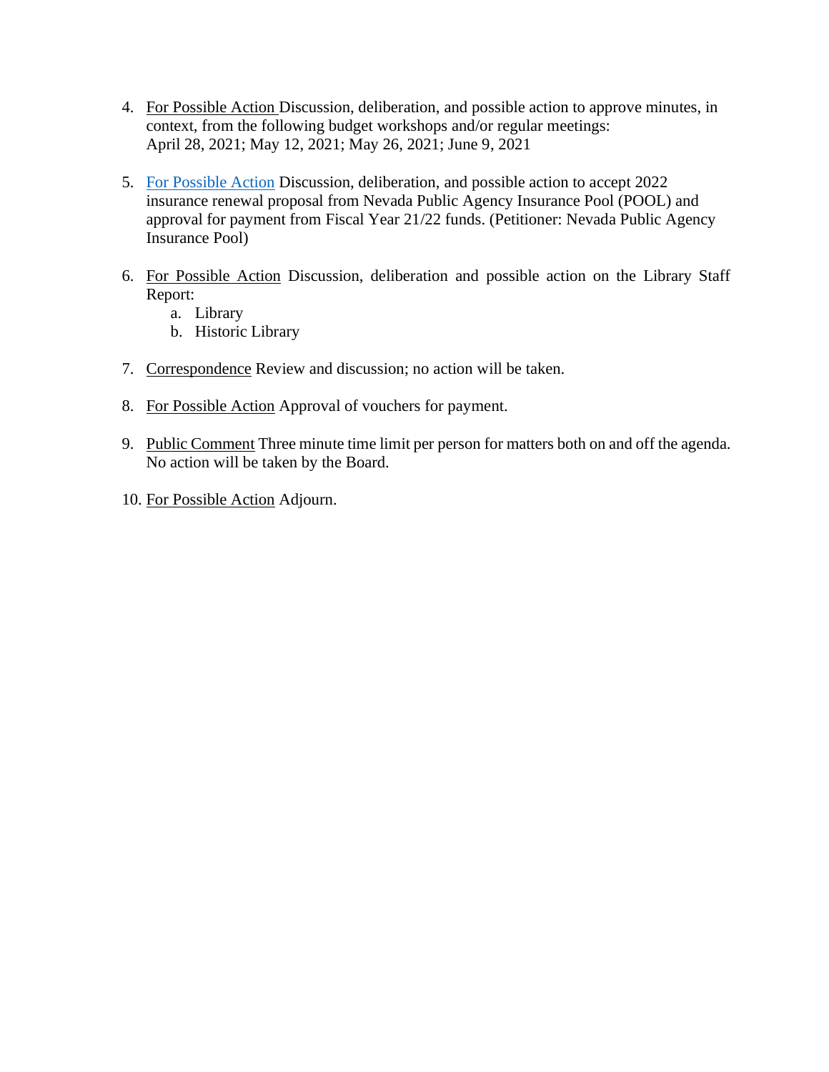4. For Possible Action Discussion, deliberation, and possible action to approve minutes, in context, from the following budget workshops and/or regular meetings:
   April 28, 2021; May 12, 2021; May 26, 2021; June 9, 2021

5. For Possible Action Discussion, deliberation, and possible action to accept 2022 insurance renewal proposal from Nevada Public Agency Insurance Pool (POOL) and approval for payment from Fiscal Year 21/22 funds. (Petitioner: Nevada Public Agency Insurance Pool)

6. For Possible Action Discussion, deliberation and possible action on the Library Staff Report:
   a. Library
   b. Historic Library

7. Correspondence Review and discussion; no action will be taken.

8. For Possible Action Approval of vouchers for payment.

9. Public Comment Three minute time limit per person for matters both on and off the agenda. No action will be taken by the Board.

10. For Possible Action Adjourn.